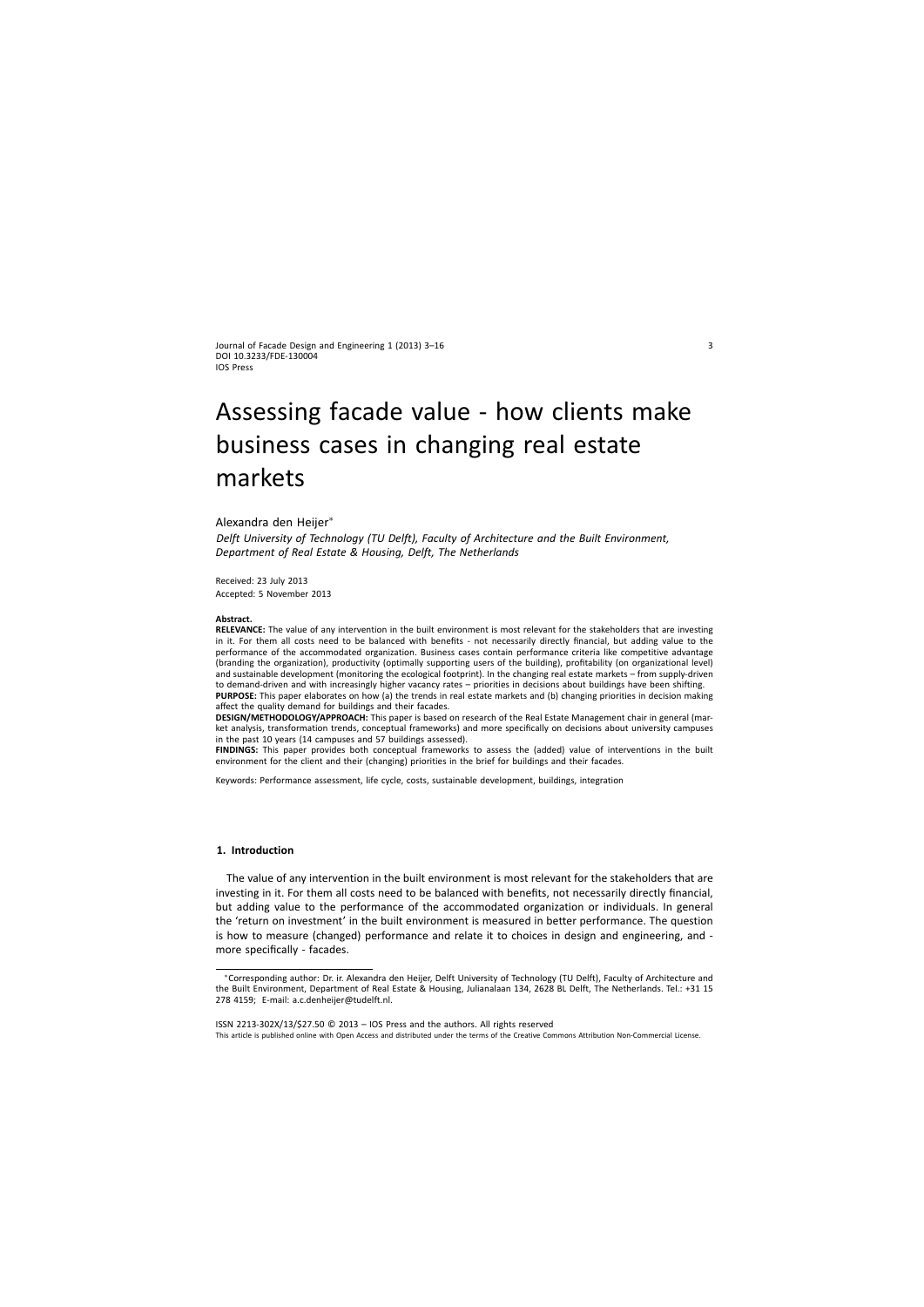# Assessing facade value - how clients make business cases in changing real estate markets

Alexandra den Heijer*

*Delft University of Technology (TU Delft), Faculty of Architecture and the Built Environment, Department of Real Estate & Housing, Delft, The Netherlands*

Received: 23 July 2013
Accepted: 5 November 2013

**Abstract.**

**RELEVANCE:** The value of any intervention in the built environment is most relevant for the stakeholders that are investing in it. For them all costs need to be balanced with benefits - not necessarily directly financial, but adding value to the performance of the accommodated organization. Business cases contain performance criteria like competitive advantage (branding the organization), productivity (optimally supporting users of the building), profitability (on organizational level) and sustainable development (monitoring the ecological footprint). In the changing real estate markets – from supply-driven to demand-driven and with increasingly higher vacancy rates – priorities in decisions about buildings have been shifting.

**PURPOSE:** This paper elaborates on how (a) the trends in real estate markets and (b) changing priorities in decision making affect the quality demand for buildings and their facades.

**DESIGN/METHODOLOGY/APPROACH:** This paper is based on research of the Real Estate Management chair in general (market analysis, transformation trends, conceptual frameworks) and more specifically on decisions about university campuses in the past 10 years (14 campuses and 57 buildings assessed).

**FINDINGS:** This paper provides both conceptual frameworks to assess the (added) value of interventions in the built environment for the client and their (changing) priorities in the brief for buildings and their facades.

Keywords: Performance assessment, life cycle, costs, sustainable development, buildings, integration

## 1. Introduction

The value of any intervention in the built environment is most relevant for the stakeholders that are investing in it. For them all costs need to be balanced with benefits, not necessarily directly financial, but adding value to the performance of the accommodated organization or individuals. In general the 'return on investment' in the built environment is measured in better performance. The question is how to measure (changed) performance and relate it to choices in design and engineering, and - more specifically - facades.

*Corresponding author: Dr. ir. Alexandra den Heijer, Delft University of Technology (TU Delft), Faculty of Architecture and the Built Environment, Department of Real Estate & Housing, Julianalaan 134, 2628 BL Delft, The Netherlands. Tel.: +31 15 278 4159; E-mail: a.c.denheijer@tudelft.nl.

ISSN 2213-302X/13/$27.50 © 2013 – IOS Press and the authors. All rights reserved

This article is published online with Open Access and distributed under the terms of the Creative Commons Attribution Non-Commercial License.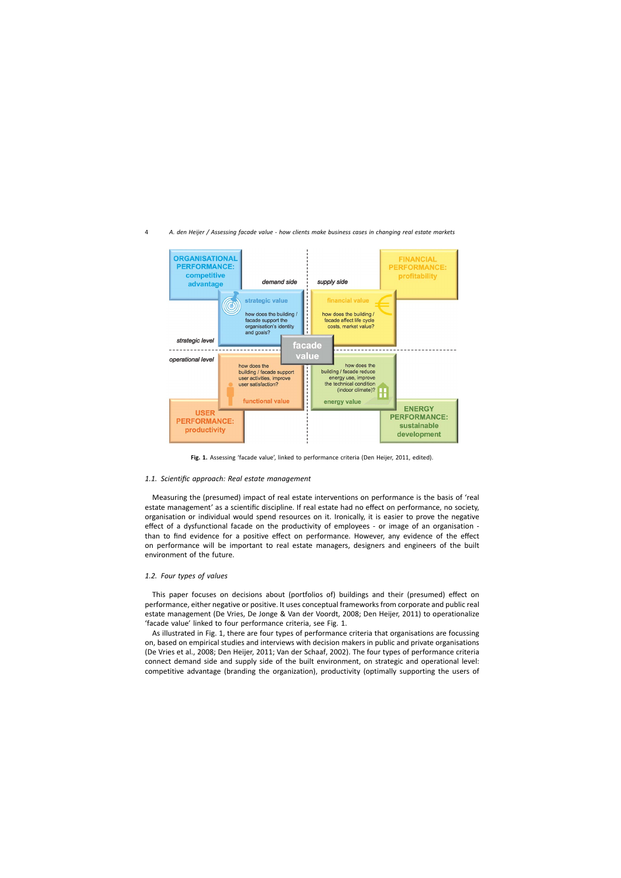**Fig. 1.** Assessing 'facade value', linked to performance criteria (Den Heijer, 2011, edited).

### 1.1. *Scientific approach: Real estate management*

Measuring the (presumed) impact of real estate interventions on performance is the basis of 'real estate management' as a scientific discipline. If real estate had no effect on performance, no society, organisation or individual would spend resources on it. Ironically, it is easier to prove the negative effect of a dysfunctional facade on the productivity of employees - or image of an organisation - than to find evidence for a positive effect on performance. However, any evidence of the effect on performance will be important to real estate managers, designers and engineers of the built environment of the future.

### 1.2. *Four types of values*

This paper focuses on decisions about (portfolios of) buildings and their (presumed) effect on performance, either negative or positive. It uses conceptual frameworks from corporate and public real estate management (De Vries, De Jonge & Van der Voordt, 2008; Den Heijer, 2011) to operationalize 'facade value' linked to four performance criteria, see Fig. 1.

As illustrated in Fig. 1, there are four types of performance criteria that organisations are focussing on, based on empirical studies and interviews with decision makers in public and private organisations (De Vries et al., 2008; Den Heijer, 2011; Van der Schaaf, 2002). The four types of performance criteria connect demand side and supply side of the built environment, on strategic and operational level: competitive advantage (branding the organization), productivity (optimally supporting the users of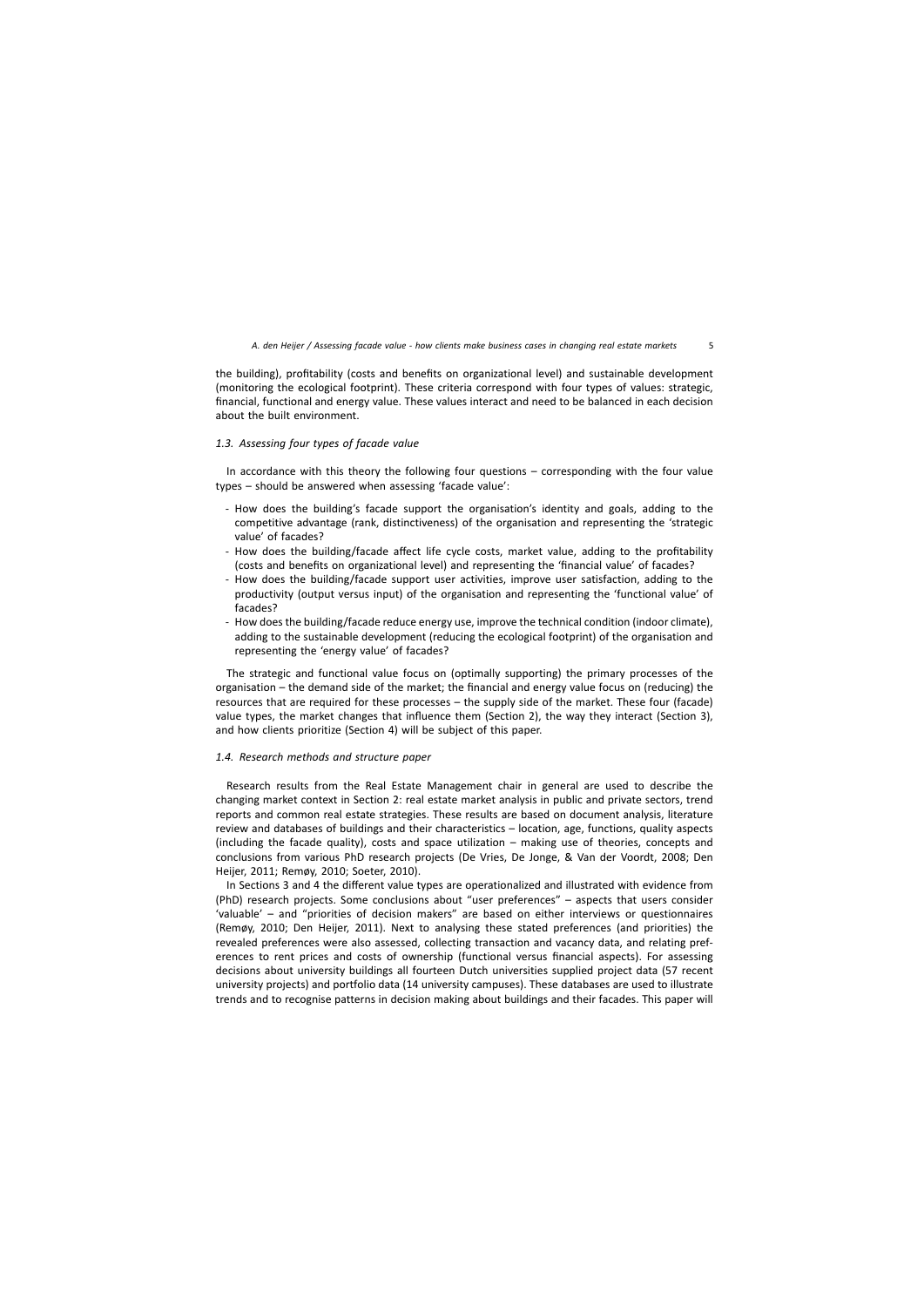the building), profitability (costs and benefits on organizational level) and sustainable development (monitoring the ecological footprint). These criteria correspond with four types of values: strategic, financial, functional and energy value. These values interact and need to be balanced in each decision about the built environment.

### *1.3. Assessing four types of facade value*

In accordance with this theory the following four questions – corresponding with the four value types – should be answered when assessing 'facade value':

- How does the building's facade support the organisation's identity and goals, adding to the competitive advantage (rank, distinctiveness) of the organisation and representing the 'strategic value' of facades?
- How does the building/facade affect life cycle costs, market value, adding to the profitability (costs and benefits on organizational level) and representing the 'financial value' of facades?
- How does the building/facade support user activities, improve user satisfaction, adding to the productivity (output versus input) of the organisation and representing the 'functional value' of facades?
- How does the building/facade reduce energy use, improve the technical condition (indoor climate), adding to the sustainable development (reducing the ecological footprint) of the organisation and representing the 'energy value' of facades?

The strategic and functional value focus on (optimally supporting) the primary processes of the organisation – the demand side of the market; the financial and energy value focus on (reducing) the resources that are required for these processes – the supply side of the market. These four (facade) value types, the market changes that influence them (Section 2), the way they interact (Section 3), and how clients prioritize (Section 4) will be subject of this paper.

### *1.4. Research methods and structure paper*

Research results from the Real Estate Management chair in general are used to describe the changing market context in Section 2: real estate market analysis in public and private sectors, trend reports and common real estate strategies. These results are based on document analysis, literature review and databases of buildings and their characteristics – location, age, functions, quality aspects (including the facade quality), costs and space utilization – making use of theories, concepts and conclusions from various PhD research projects (De Vries, De Jonge, & Van der Voordt, 2008; Den Heijer, 2011; Remøy, 2010; Soeter, 2010).

In Sections 3 and 4 the different value types are operationalized and illustrated with evidence from (PhD) research projects. Some conclusions about "user preferences" – aspects that users consider 'valuable' – and "priorities of decision makers" are based on either interviews or questionnaires (Remøy, 2010; Den Heijer, 2011). Next to analysing these stated preferences (and priorities) the revealed preferences were also assessed, collecting transaction and vacancy data, and relating preferences to rent prices and costs of ownership (functional versus financial aspects). For assessing decisions about university buildings all fourteen Dutch universities supplied project data (57 recent university projects) and portfolio data (14 university campuses). These databases are used to illustrate trends and to recognise patterns in decision making about buildings and their facades. This paper will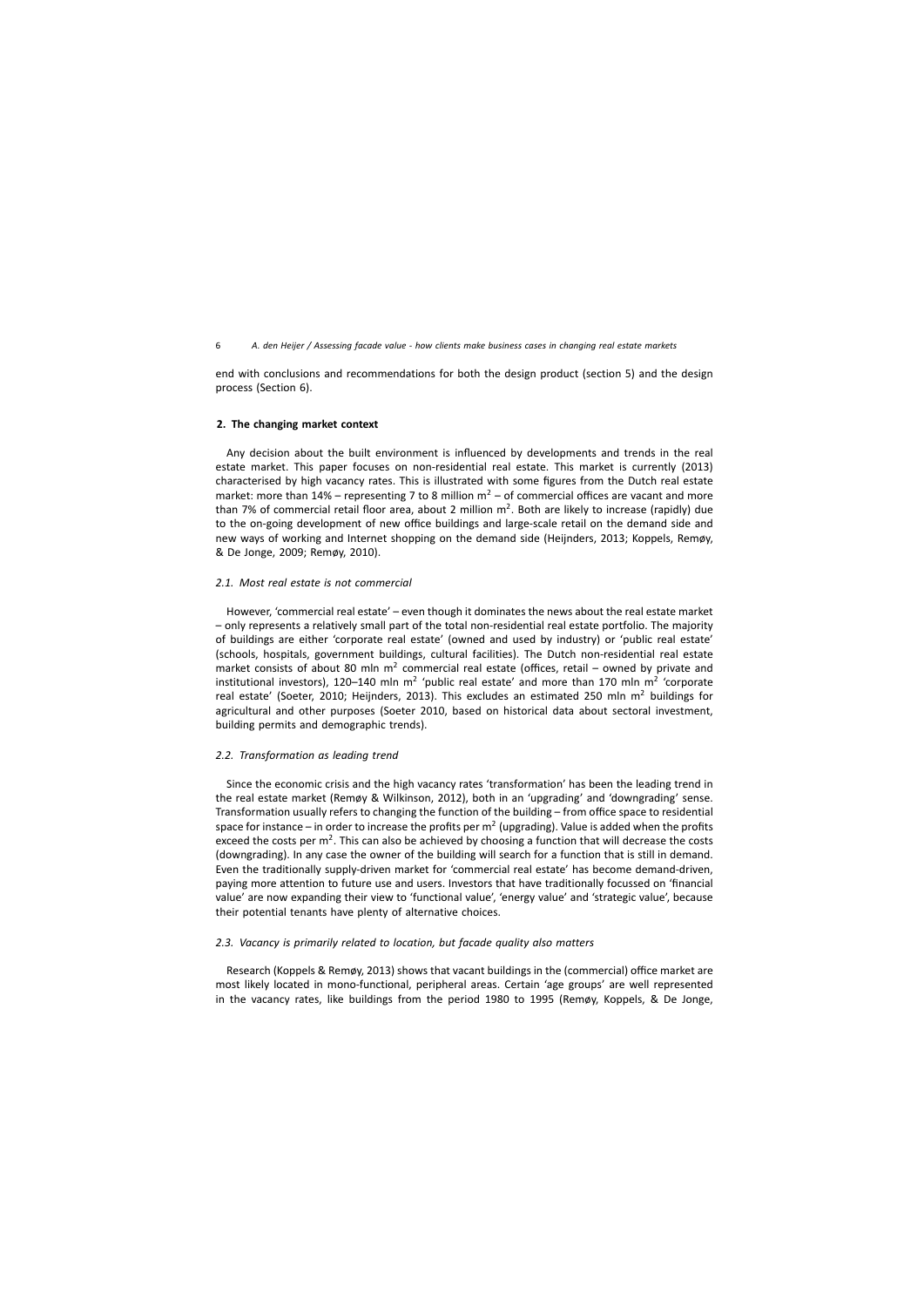end with conclusions and recommendations for both the design product (section 5) and the design process (Section 6).

## 2. The changing market context

Any decision about the built environment is influenced by developments and trends in the real estate market. This paper focuses on non-residential real estate. This market is currently (2013) characterised by high vacancy rates. This is illustrated with some figures from the Dutch real estate market: more than 14% – representing 7 to 8 million $m^2$ – of commercial offices are vacant and more than 7% of commercial retail floor area, about 2 million $m^2$. Both are likely to increase (rapidly) due to the on-going development of new office buildings and large-scale retail on the demand side and new ways of working and Internet shopping on the demand side (Heijnders, 2013; Koppels, Remøy, & De Jonge, 2009; Remøy, 2010).

### *2.1. Most real estate is not commercial*

However, 'commercial real estate' – even though it dominates the news about the real estate market – only represents a relatively small part of the total non-residential real estate portfolio. The majority of buildings are either 'corporate real estate' (owned and used by industry) or 'public real estate' (schools, hospitals, government buildings, cultural facilities). The Dutch non-residential real estate market consists of about 80 mln $m^2$ commercial real estate (offices, retail – owned by private and institutional investors), 120–140 mln $m^2$ 'public real estate' and more than 170 mln $m^2$ 'corporate real estate' (Soeter, 2010; Heijnders, 2013). This excludes an estimated 250 mln $m^2$ buildings for agricultural and other purposes (Soeter 2010, based on historical data about sectoral investment, building permits and demographic trends).

### *2.2. Transformation as leading trend*

Since the economic crisis and the high vacancy rates 'transformation' has been the leading trend in the real estate market (Remøy & Wilkinson, 2012), both in an 'upgrading' and 'downgrading' sense. Transformation usually refers to changing the function of the building – from office space to residential space for instance – in order to increase the profits per $m^2$ (upgrading). Value is added when the profits exceed the costs per $m^2$. This can also be achieved by choosing a function that will decrease the costs (downgrading). In any case the owner of the building will search for a function that is still in demand. Even the traditionally supply-driven market for 'commercial real estate' has become demand-driven, paying more attention to future use and users. Investors that have traditionally focussed on 'financial value' are now expanding their view to 'functional value', 'energy value' and 'strategic value', because their potential tenants have plenty of alternative choices.

### *2.3. Vacancy is primarily related to location, but facade quality also matters*

Research (Koppels & Remøy, 2013) shows that vacant buildings in the (commercial) office market are most likely located in mono-functional, peripheral areas. Certain 'age groups' are well represented in the vacancy rates, like buildings from the period 1980 to 1995 (Remøy, Koppels, & De Jonge,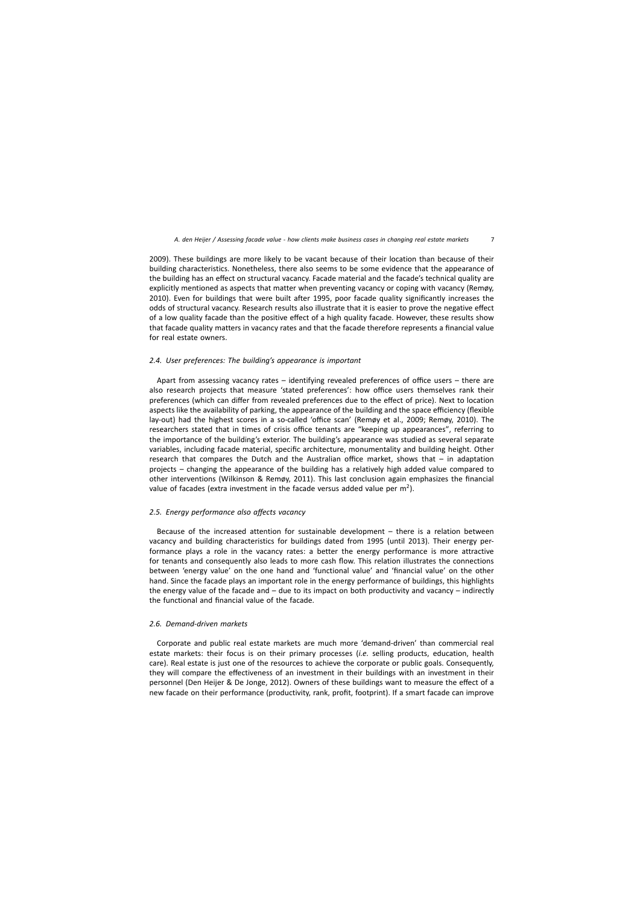2009). These buildings are more likely to be vacant because of their location than because of their building characteristics. Nonetheless, there also seems to be some evidence that the appearance of the building has an effect on structural vacancy. Facade material and the facade's technical quality are explicitly mentioned as aspects that matter when preventing vacancy or coping with vacancy (Remøy, 2010). Even for buildings that were built after 1995, poor facade quality significantly increases the odds of structural vacancy. Research results also illustrate that it is easier to prove the negative effect of a low quality facade than the positive effect of a high quality facade. However, these results show that facade quality matters in vacancy rates and that the facade therefore represents a financial value for real estate owners.

### *2.4. User preferences: The building's appearance is important*

Apart from assessing vacancy rates – identifying revealed preferences of office users – there are also research projects that measure 'stated preferences': how office users themselves rank their preferences (which can differ from revealed preferences due to the effect of price). Next to location aspects like the availability of parking, the appearance of the building and the space efficiency (flexible lay-out) had the highest scores in a so-called 'office scan' (Remøy et al., 2009; Remøy, 2010). The researchers stated that in times of crisis office tenants are "keeping up appearances", referring to the importance of the building's exterior. The building's appearance was studied as several separate variables, including facade material, specific architecture, monumentality and building height. Other research that compares the Dutch and the Australian office market, shows that – in adaptation projects – changing the appearance of the building has a relatively high added value compared to other interventions (Wilkinson & Remøy, 2011). This last conclusion again emphasizes the financial value of facades (extra investment in the facade versus added value per m$^2$).

### *2.5. Energy performance also affects vacancy*

Because of the increased attention for sustainable development – there is a relation between vacancy and building characteristics for buildings dated from 1995 (until 2013). Their energy performance plays a role in the vacancy rates: a better the energy performance is more attractive for tenants and consequently also leads to more cash flow. This relation illustrates the connections between 'energy value' on the one hand and 'functional value' and 'financial value' on the other hand. Since the facade plays an important role in the energy performance of buildings, this highlights the energy value of the facade and – due to its impact on both productivity and vacancy – indirectly the functional and financial value of the facade.

### *2.6. Demand-driven markets*

Corporate and public real estate markets are much more 'demand-driven' than commercial real estate markets: their focus is on their primary processes (*i.e.* selling products, education, health care). Real estate is just one of the resources to achieve the corporate or public goals. Consequently, they will compare the effectiveness of an investment in their buildings with an investment in their personnel (Den Heijer & De Jonge, 2012). Owners of these buildings want to measure the effect of a new facade on their performance (productivity, rank, profit, footprint). If a smart facade can improve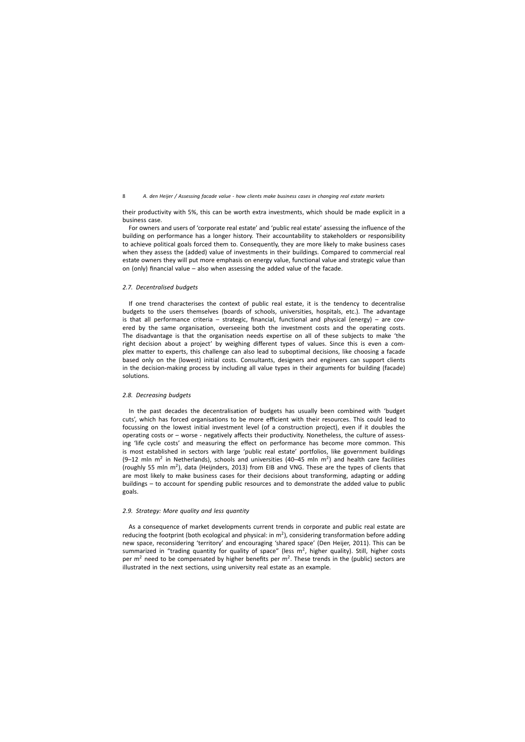their productivity with 5%, this can be worth extra investments, which should be made explicit in a business case.

For owners and users of 'corporate real estate' and 'public real estate' assessing the influence of the building on performance has a longer history. Their accountability to stakeholders or responsibility to achieve political goals forced them to. Consequently, they are more likely to make business cases when they assess the (added) value of investments in their buildings. Compared to commercial real estate owners they will put more emphasis on energy value, functional value and strategic value than on (only) financial value – also when assessing the added value of the facade.

### *2.7. Decentralised budgets*

If one trend characterises the context of public real estate, it is the tendency to decentralise budgets to the users themselves (boards of schools, universities, hospitals, etc.). The advantage is that all performance criteria – strategic, financial, functional and physical (energy) – are covered by the same organisation, overseeing both the investment costs and the operating costs. The disadvantage is that the organisation needs expertise on all of these subjects to make 'the right decision about a project' by weighing different types of values. Since this is even a complex matter to experts, this challenge can also lead to suboptimal decisions, like choosing a facade based only on the (lowest) initial costs. Consultants, designers and engineers can support clients in the decision-making process by including all value types in their arguments for building (facade) solutions.

### *2.8. Decreasing budgets*

In the past decades the decentralisation of budgets has usually been combined with 'budget cuts', which has forced organisations to be more efficient with their resources. This could lead to focussing on the lowest initial investment level (of a construction project), even if it doubles the operating costs or – worse - negatively affects their productivity. Nonetheless, the culture of assessing 'life cycle costs' and measuring the effect on performance has become more common. This is most established in sectors with large 'public real estate' portfolios, like government buildings (9–12 mln $m^2$ in Netherlands), schools and universities (40–45 mln $m^2$) and health care facilities (roughly 55 mln $m^2$), data (Heijnders, 2013) from EIB and VNG. These are the types of clients that are most likely to make business cases for their decisions about transforming, adapting or adding buildings – to account for spending public resources and to demonstrate the added value to public goals.

### *2.9. Strategy: More quality and less quantity*

As a consequence of market developments current trends in corporate and public real estate are reducing the footprint (both ecological and physical: in $m^2$), considering transformation before adding new space, reconsidering 'territory' and encouraging 'shared space' (Den Heijer, 2011). This can be summarized in "trading quantity for quality of space" (less $m^2$, higher quality). Still, higher costs per $m^2$ need to be compensated by higher benefits per $m^2$. These trends in the (public) sectors are illustrated in the next sections, using university real estate as an example.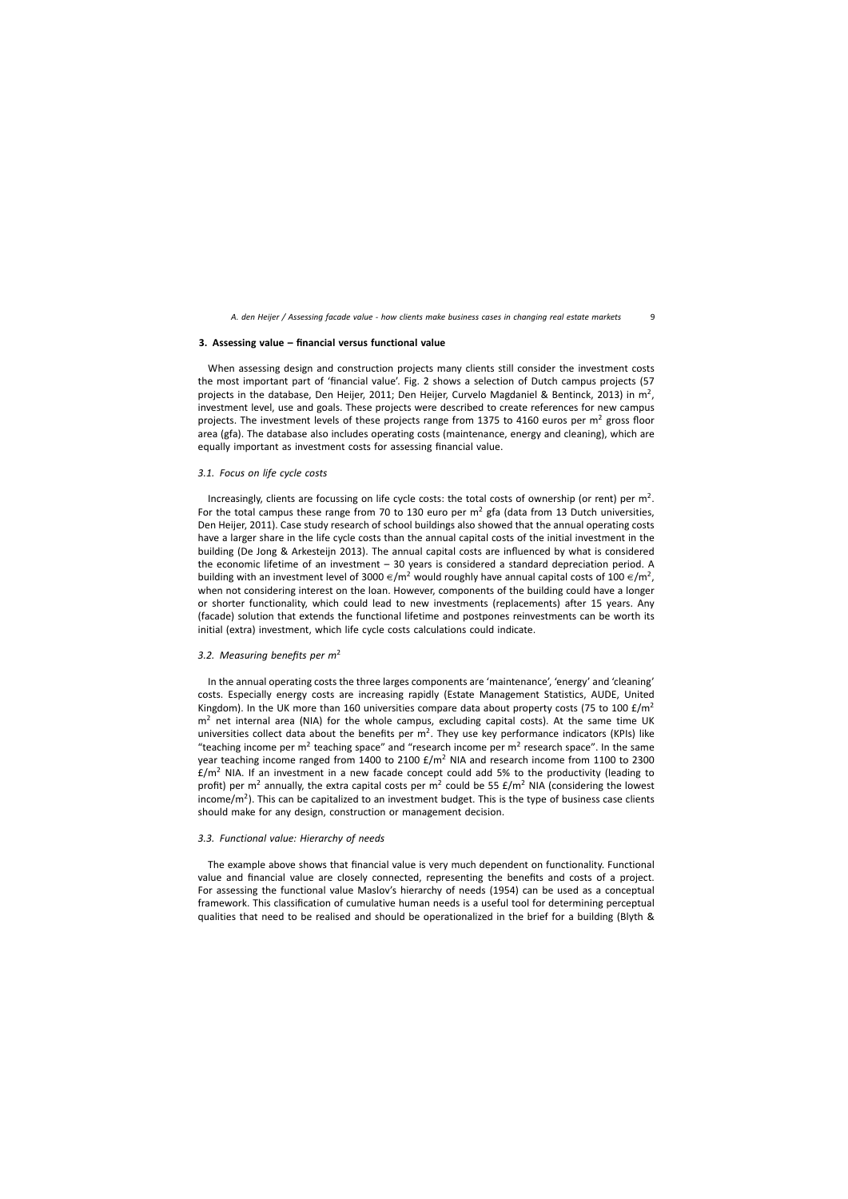## 3. Assessing value – financial versus functional value

When assessing design and construction projects many clients still consider the investment costs the most important part of 'financial value'. Fig. 2 shows a selection of Dutch campus projects (57 projects in the database, Den Heijer, 2011; Den Heijer, Curvelo Magdaniel & Bentinck, 2013) in $m^2$, investment level, use and goals. These projects were described to create references for new campus projects. The investment levels of these projects range from 1375 to 4160 euros per $m^2$ gross floor area (gfa). The database also includes operating costs (maintenance, energy and cleaning), which are equally important as investment costs for assessing financial value.

### *3.1. Focus on life cycle costs*

Increasingly, clients are focussing on life cycle costs: the total costs of ownership (or rent) per $m^2$. For the total campus these range from 70 to 130 euro per $m^2$ gfa (data from 13 Dutch universities, Den Heijer, 2011). Case study research of school buildings also showed that the annual operating costs have a larger share in the life cycle costs than the annual capital costs of the initial investment in the building (De Jong & Arkesteijn 2013). The annual capital costs are influenced by what is considered the economic lifetime of an investment – 30 years is considered a standard depreciation period. A building with an investment level of 3000 €/$m^2$ would roughly have annual capital costs of 100 €/$m^2$, when not considering interest on the loan. However, components of the building could have a longer or shorter functionality, which could lead to new investments (replacements) after 15 years. Any (facade) solution that extends the functional lifetime and postpones reinvestments can be worth its initial (extra) investment, which life cycle costs calculations could indicate.

### *3.2. Measuring benefits per $m^2$*

In the annual operating costs the three larges components are 'maintenance', 'energy' and 'cleaning' costs. Especially energy costs are increasing rapidly (Estate Management Statistics, AUDE, United Kingdom). In the UK more than 160 universities compare data about property costs (75 to 100 £/$m^2$ $m^2$ net internal area (NIA) for the whole campus, excluding capital costs). At the same time UK universities collect data about the benefits per $m^2$. They use key performance indicators (KPIs) like "teaching income per $m^2$ teaching space" and "research income per $m^2$ research space". In the same year teaching income ranged from 1400 to 2100 £/$m^2$ NIA and research income from 1100 to 2300 £/$m^2$ NIA. If an investment in a new facade concept could add 5% to the productivity (leading to profit) per $m^2$ annually, the extra capital costs per $m^2$ could be 55 £/$m^2$ NIA (considering the lowest income/$m^2$). This can be capitalized to an investment budget. This is the type of business case clients should make for any design, construction or management decision.

### *3.3. Functional value: Hierarchy of needs*

The example above shows that financial value is very much dependent on functionality. Functional value and financial value are closely connected, representing the benefits and costs of a project. For assessing the functional value Maslov's hierarchy of needs (1954) can be used as a conceptual framework. This classification of cumulative human needs is a useful tool for determining perceptual qualities that need to be realised and should be operationalized in the brief for a building (Blyth &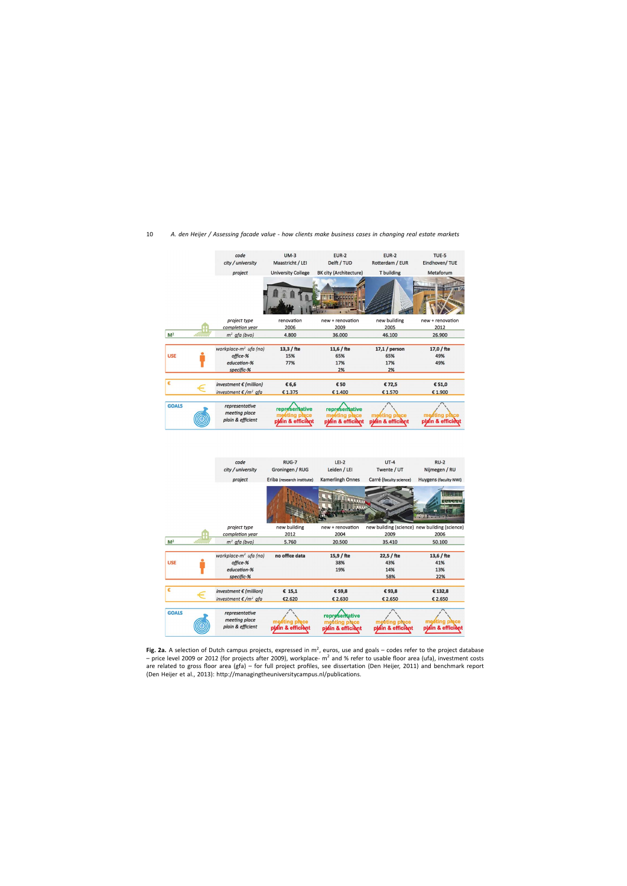| | code | UM-3 | EUR-2 | EUR-2 | TUE-5 |
|---|---|---|---|---|---|
| | city / university | Maastricht / LEI | Delft / TUD | Rotterdam / EUR | Eindhoven/ TUE |
| | project | University College | BK city (Architecture) | T building | Metaforum |
| | project type | renovation | new + renovation | new building | new + renovation |
| | completion year | 2006 | 2009 | 2005 | 2012 |
| M² | m² gfa (bvo) | 4.800 | 36.000 | 46.100 | 26.900 |
| USE | workplace-m² ufa (no) | 13,3 / fte | 11,6 / fte | 17,1 / person | 17,0 / fte |
| | office-% | 15% | 65% | 65% | 49% |
| | education-% | 77% | 17% | 17% | 49% |
| | specific-% | | 2% | 2% | |
| € | investment € (million) | € 6,6 | € 50 | € 72,5 | € 51,0 |
| | investment € /m² gfa | € 1.375 | € 1.400 | € 1.570 | € 1.900 |
| GOALS | representative / meeting place / plain & efficient | representative, meeting place, plain & efficient | representative, meeting place, plain & efficient | meeting place, plain & efficient | meeting place, plain & efficient |

| | code | RUG-7 | LEI-2 | UT-4 | RU-2 |
|---|---|---|---|---|---|
| | city / university | Groningen / RUG | Leiden / LEI | Twente / UT | Nijmegen / RU |
| | project | Eriba (research institute) | Kamerlingh Onnes | Carré (faculty science) | Huygens (faculty NWI) |
| | project type | new building | new + renovation | new building (science) | new building (science) |
| | completion year | 2012 | 2004 | 2009 | 2006 |
| M² | m² gfa (bvo) | 5.760 | 20.500 | 35.410 | 50.100 |
| USE | workplace-m² ufa (no) | no office data | 15,9 / fte | 22,5 / fte | 13,6 / fte |
| | office-% | | 38% | 43% | 41% |
| | education-% | | 19% | 14% | 13% |
| | specific-% | | | 58% | 22% |
| € | investment € (million) | € 15,1 | € 59,8 | € 93,8 | € 132,8 |
| | investment € /m² gfa | €2.620 | € 2.630 | € 2.650 | € 2.650 |
| GOALS | representative / meeting place / plain & efficient | meeting place, plain & efficient | representative, meeting place, plain & efficient | meeting place, plain & efficient | meeting place, plain & efficient |

**Fig. 2a.** A selection of Dutch campus projects, expressed in m², euros, use and goals – codes refer to the project database – price level 2009 or 2012 (for projects after 2009), workplace- m² and % refer to usable floor area (ufa), investment costs are related to gross floor area (gfa) – for full project profiles, see dissertation (Den Heijer, 2011) and benchmark report (Den Heijer et al., 2013): http://managingtheuniversitycampus.nl/publications.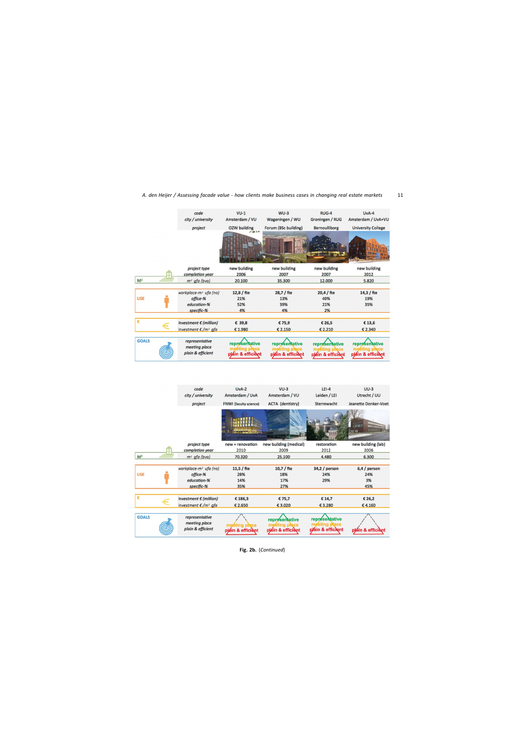| code | VU-1 | WU-3 | RUG-4 | UvA-4 |
|---|---|---|---|---|
| city / university | Amsterdam / VU | Wageningen / WU | Groningen / RUG | Amsterdam / UvA+VU |
| project | OZW building | Forum (BSc building) | Bernoulliborg | University College |
| project type | new building | new building | new building | new building |
| completion year | 2006 | 2007 | 2007 | 2012 |
| M² — m² gfa (bvo) | 20.100 | 35.300 | 12.000 | 5.820 |
| USE — workplace-m² ufa (no) | 12,8 / fte | 28,7 / fte | 20,4 / fte | 14,3 / fte |
| office-% | 21% | 13% | 49% | 19% |
| education-% | 52% | 39% | 21% | 35% |
| specific-% | 4% | 4% | 2% | |
| € — investment € (million) | € 39,8 | € 75,9 | € 26,5 | € 13,6 |
| investment € /m² gfa | € 1.980 | € 2.150 | € 2.210 | € 2.340 |
| GOALS — representative / meeting place / plain & efficient | representative / meeting place / plain & efficient | representative / meeting place / plain & efficient | representative / meeting place / plain & efficient | representative / meeting place / plain & efficient |

| code | UvA-2 | VU-3 | LEI-4 | UU-3 |
|---|---|---|---|---|
| city / university | Amsterdam / UvA | Amsterdam / VU | Leiden / LEI | Utrecht / UU |
| project | FNWI (faculty science) | ACTA (dentistry) | Sterrewacht | Jeanette Donker-Voet |
| project type | new + renovation | new building (medical) | restoration | new building (lab) |
| completion year | 2010 | 2009 | 2012 | 2006 |
| M² — m² gfa (bvo) | 70.320 | 25.100 | 4.480 | 6.300 |
| USE — workplace-m² ufa (no) | 11,5 / fte | 10,7 / fte | 34,2 / person | 6,4 / person |
| office-% | 28% | 18% | 24% | 24% |
| education-% | 14% | 17% | 29% | 3% |
| specific-% | 35% | 27% | | 45% |
| € — investment € (million) | € 186,3 | € 75,7 | € 14,7 | € 26,2 |
| investment € /m² gfa | € 2.650 | € 3.020 | € 3.280 | € 4.160 |
| GOALS — representative / meeting place / plain & efficient | meeting place / plain & efficient | representative / meeting place / plain & efficient | representative / meeting place / plain & efficient | plain & efficient |

**Fig. 2b.** (*Continued*)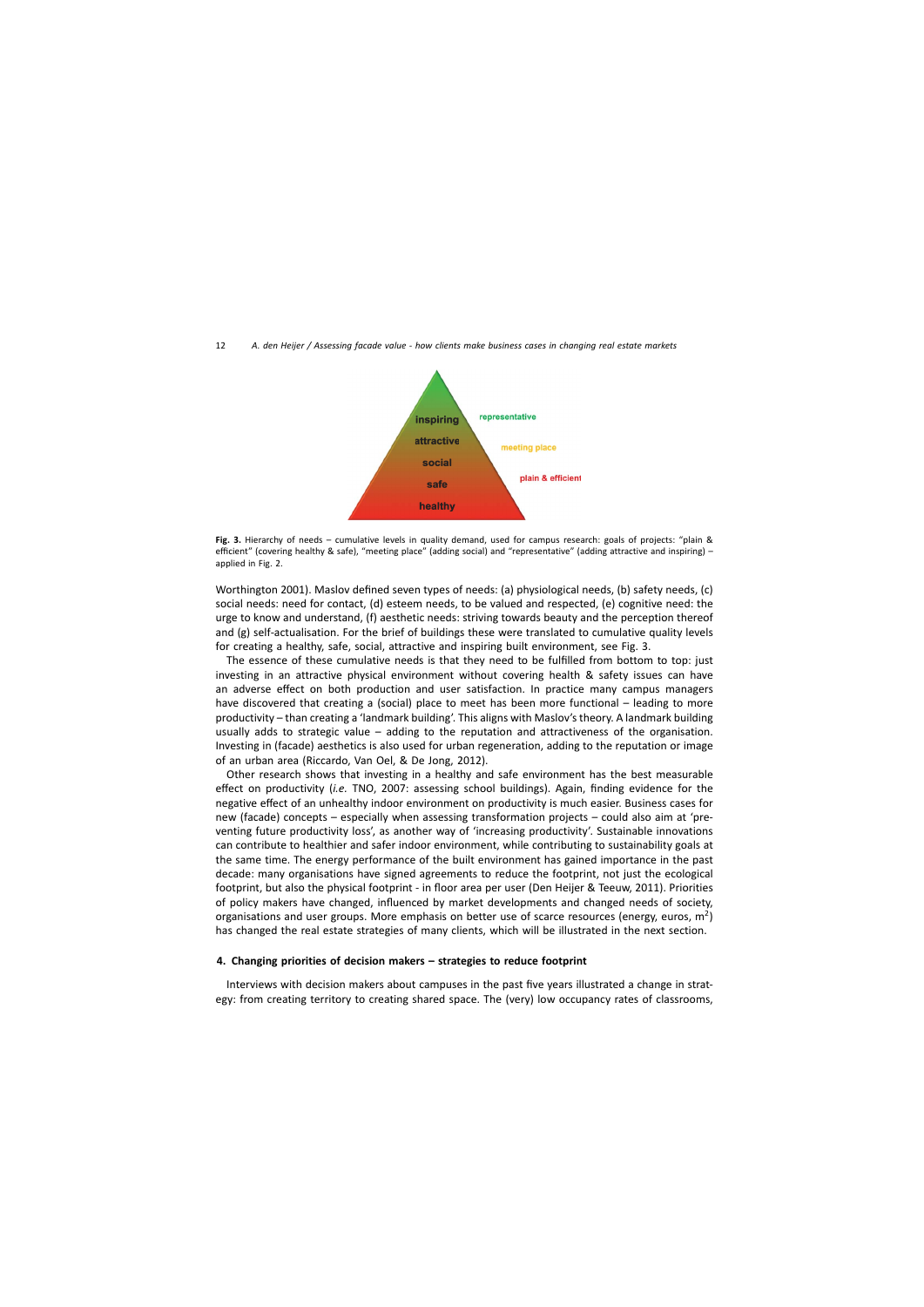**Fig. 3.** Hierarchy of needs – cumulative levels in quality demand, used for campus research: goals of projects: "plain & efficient" (covering healthy & safe), "meeting place" (adding social) and "representative" (adding attractive and inspiring) – applied in Fig. 2.

Worthington 2001). Maslov defined seven types of needs: (a) physiological needs, (b) safety needs, (c) social needs: need for contact, (d) esteem needs, to be valued and respected, (e) cognitive need: the urge to know and understand, (f) aesthetic needs: striving towards beauty and the perception thereof and (g) self-actualisation. For the brief of buildings these were translated to cumulative quality levels for creating a healthy, safe, social, attractive and inspiring built environment, see Fig. 3.

The essence of these cumulative needs is that they need to be fulfilled from bottom to top: just investing in an attractive physical environment without covering health & safety issues can have an adverse effect on both production and user satisfaction. In practice many campus managers have discovered that creating a (social) place to meet has been more functional – leading to more productivity – than creating a 'landmark building'. This aligns with Maslov's theory. A landmark building usually adds to strategic value – adding to the reputation and attractiveness of the organisation. Investing in (facade) aesthetics is also used for urban regeneration, adding to the reputation or image of an urban area (Riccardo, Van Oel, & De Jong, 2012).

Other research shows that investing in a healthy and safe environment has the best measurable effect on productivity (*i.e.* TNO, 2007: assessing school buildings). Again, finding evidence for the negative effect of an unhealthy indoor environment on productivity is much easier. Business cases for new (facade) concepts – especially when assessing transformation projects – could also aim at 'preventing future productivity loss', as another way of 'increasing productivity'. Sustainable innovations can contribute to healthier and safer indoor environment, while contributing to sustainability goals at the same time. The energy performance of the built environment has gained importance in the past decade: many organisations have signed agreements to reduce the footprint, not just the ecological footprint, but also the physical footprint - in floor area per user (Den Heijer & Teeuw, 2011). Priorities of policy makers have changed, influenced by market developments and changed needs of society, organisations and user groups. More emphasis on better use of scarce resources (energy, euros, $m^2$) has changed the real estate strategies of many clients, which will be illustrated in the next section.

## 4. Changing priorities of decision makers – strategies to reduce footprint

Interviews with decision makers about campuses in the past five years illustrated a change in strategy: from creating territory to creating shared space. The (very) low occupancy rates of classrooms,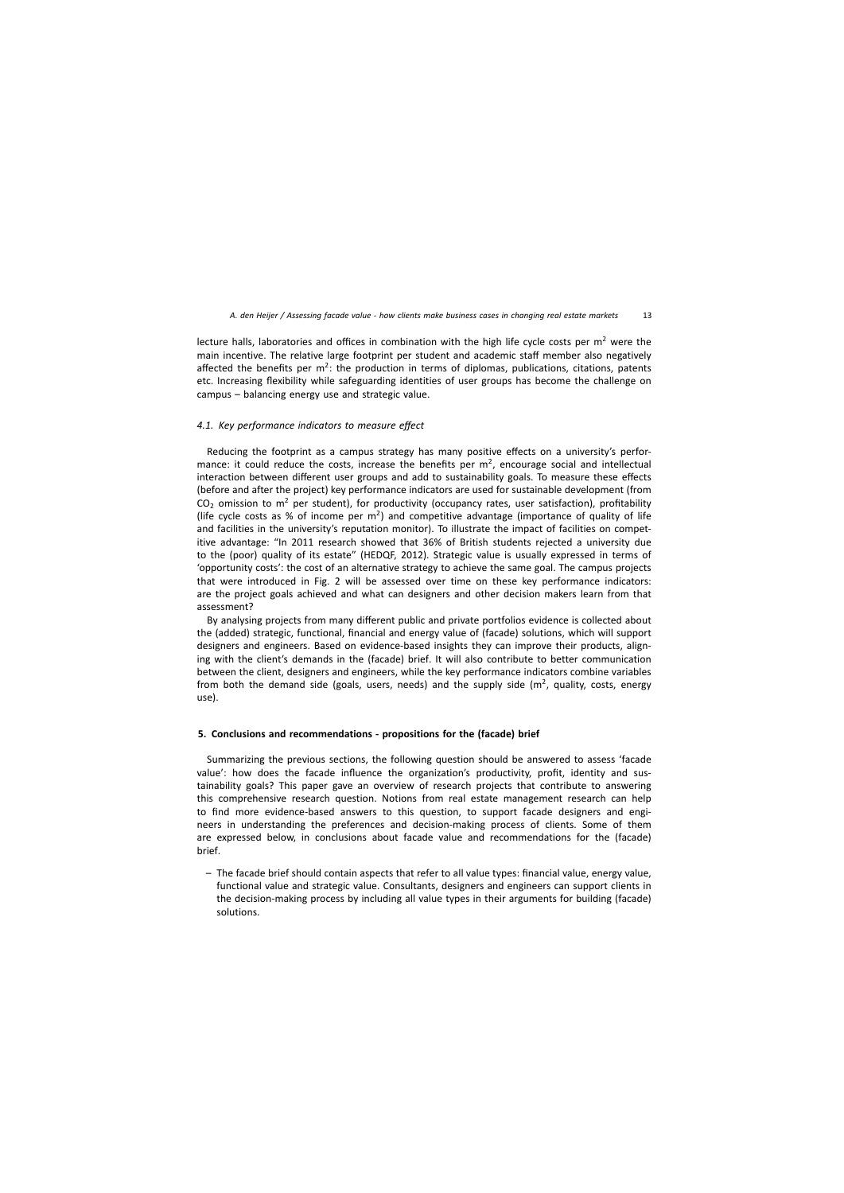lecture halls, laboratories and offices in combination with the high life cycle costs per $m^2$ were the main incentive. The relative large footprint per student and academic staff member also negatively affected the benefits per $m^2$: the production in terms of diplomas, publications, citations, patents etc. Increasing flexibility while safeguarding identities of user groups has become the challenge on campus – balancing energy use and strategic value.

### *4.1. Key performance indicators to measure effect*

Reducing the footprint as a campus strategy has many positive effects on a university's performance: it could reduce the costs, increase the benefits per $m^2$, encourage social and intellectual interaction between different user groups and add to sustainability goals. To measure these effects (before and after the project) key performance indicators are used for sustainable development (from $CO_2$ omission to $m^2$ per student), for productivity (occupancy rates, user satisfaction), profitability (life cycle costs as % of income per $m^2$) and competitive advantage (importance of quality of life and facilities in the university's reputation monitor). To illustrate the impact of facilities on competitive advantage: "In 2011 research showed that 36% of British students rejected a university due to the (poor) quality of its estate" (HEDQF, 2012). Strategic value is usually expressed in terms of 'opportunity costs': the cost of an alternative strategy to achieve the same goal. The campus projects that were introduced in Fig. 2 will be assessed over time on these key performance indicators: are the project goals achieved and what can designers and other decision makers learn from that assessment?

By analysing projects from many different public and private portfolios evidence is collected about the (added) strategic, functional, financial and energy value of (facade) solutions, which will support designers and engineers. Based on evidence-based insights they can improve their products, aligning with the client's demands in the (facade) brief. It will also contribute to better communication between the client, designers and engineers, while the key performance indicators combine variables from both the demand side (goals, users, needs) and the supply side ($m^2$, quality, costs, energy use).

## **5. Conclusions and recommendations - propositions for the (facade) brief**

Summarizing the previous sections, the following question should be answered to assess 'facade value': how does the facade influence the organization's productivity, profit, identity and sustainability goals? This paper gave an overview of research projects that contribute to answering this comprehensive research question. Notions from real estate management research can help to find more evidence-based answers to this question, to support facade designers and engineers in understanding the preferences and decision-making process of clients. Some of them are expressed below, in conclusions about facade value and recommendations for the (facade) brief.

- The facade brief should contain aspects that refer to all value types: financial value, energy value, functional value and strategic value. Consultants, designers and engineers can support clients in the decision-making process by including all value types in their arguments for building (facade) solutions.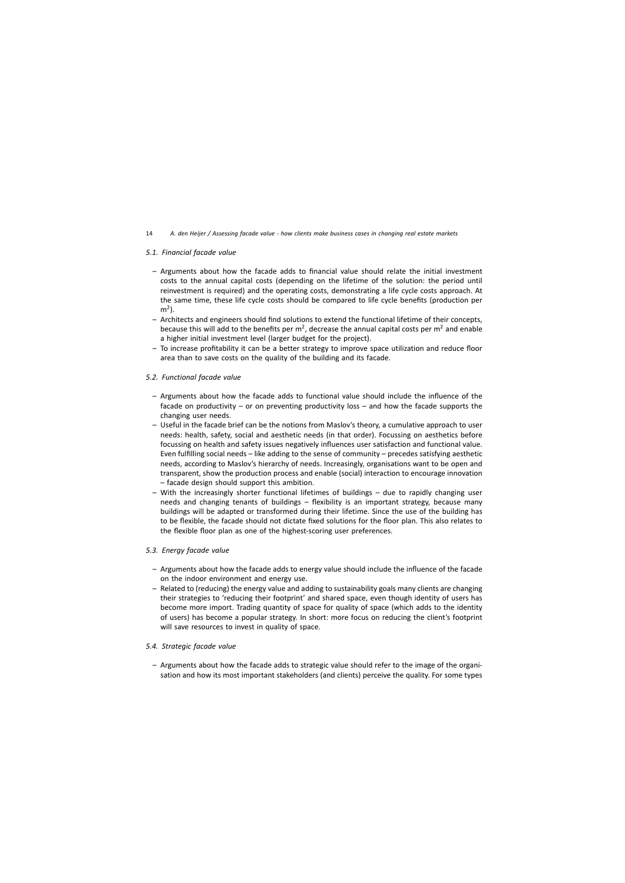### *5.1. Financial facade value*

- Arguments about how the facade adds to financial value should relate the initial investment costs to the annual capital costs (depending on the lifetime of the solution: the period until reinvestment is required) and the operating costs, demonstrating a life cycle costs approach. At the same time, these life cycle costs should be compared to life cycle benefits (production per $m^2$).
- Architects and engineers should find solutions to extend the functional lifetime of their concepts, because this will add to the benefits per $m^2$, decrease the annual capital costs per $m^2$ and enable a higher initial investment level (larger budget for the project).
- To increase profitability it can be a better strategy to improve space utilization and reduce floor area than to save costs on the quality of the building and its facade.

### *5.2. Functional facade value*

- Arguments about how the facade adds to functional value should include the influence of the facade on productivity – or on preventing productivity loss – and how the facade supports the changing user needs.
- Useful in the facade brief can be the notions from Maslov's theory, a cumulative approach to user needs: health, safety, social and aesthetic needs (in that order). Focussing on aesthetics before focussing on health and safety issues negatively influences user satisfaction and functional value. Even fulfilling social needs – like adding to the sense of community – precedes satisfying aesthetic needs, according to Maslov's hierarchy of needs. Increasingly, organisations want to be open and transparent, show the production process and enable (social) interaction to encourage innovation – facade design should support this ambition.
- With the increasingly shorter functional lifetimes of buildings – due to rapidly changing user needs and changing tenants of buildings – flexibility is an important strategy, because many buildings will be adapted or transformed during their lifetime. Since the use of the building has to be flexible, the facade should not dictate fixed solutions for the floor plan. This also relates to the flexible floor plan as one of the highest-scoring user preferences.

### *5.3. Energy facade value*

- Arguments about how the facade adds to energy value should include the influence of the facade on the indoor environment and energy use.
- Related to (reducing) the energy value and adding to sustainability goals many clients are changing their strategies to 'reducing their footprint' and shared space, even though identity of users has become more import. Trading quantity of space for quality of space (which adds to the identity of users) has become a popular strategy. In short: more focus on reducing the client's footprint will save resources to invest in quality of space.

### *5.4. Strategic facade value*

- Arguments about how the facade adds to strategic value should refer to the image of the organisation and how its most important stakeholders (and clients) perceive the quality. For some types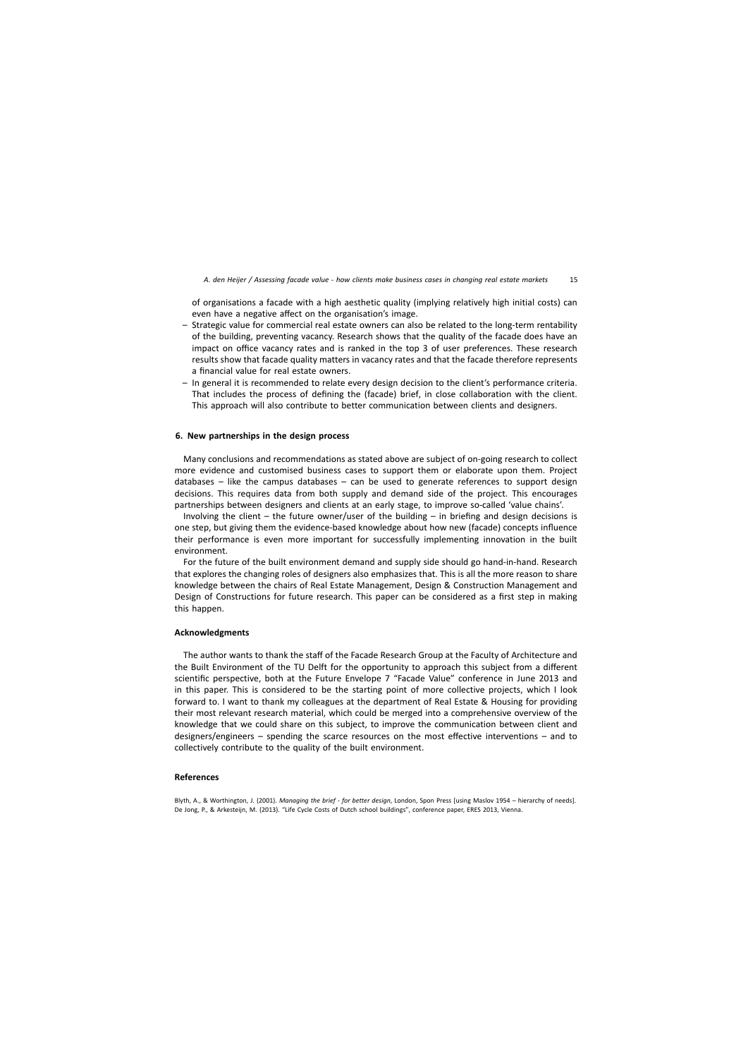of organisations a facade with a high aesthetic quality (implying relatively high initial costs) can even have a negative affect on the organisation's image.

– Strategic value for commercial real estate owners can also be related to the long-term rentability of the building, preventing vacancy. Research shows that the quality of the facade does have an impact on office vacancy rates and is ranked in the top 3 of user preferences. These research results show that facade quality matters in vacancy rates and that the facade therefore represents a financial value for real estate owners.
– In general it is recommended to relate every design decision to the client's performance criteria. That includes the process of defining the (facade) brief, in close collaboration with the client. This approach will also contribute to better communication between clients and designers.

## 6. New partnerships in the design process

Many conclusions and recommendations as stated above are subject of on-going research to collect more evidence and customised business cases to support them or elaborate upon them. Project databases – like the campus databases – can be used to generate references to support design decisions. This requires data from both supply and demand side of the project. This encourages partnerships between designers and clients at an early stage, to improve so-called 'value chains'.

Involving the client – the future owner/user of the building – in briefing and design decisions is one step, but giving them the evidence-based knowledge about how new (facade) concepts influence their performance is even more important for successfully implementing innovation in the built environment.

For the future of the built environment demand and supply side should go hand-in-hand. Research that explores the changing roles of designers also emphasizes that. This is all the more reason to share knowledge between the chairs of Real Estate Management, Design & Construction Management and Design of Constructions for future research. This paper can be considered as a first step in making this happen.

## Acknowledgments

The author wants to thank the staff of the Facade Research Group at the Faculty of Architecture and the Built Environment of the TU Delft for the opportunity to approach this subject from a different scientific perspective, both at the Future Envelope 7 "Facade Value" conference in June 2013 and in this paper. This is considered to be the starting point of more collective projects, which I look forward to. I want to thank my colleagues at the department of Real Estate & Housing for providing their most relevant research material, which could be merged into a comprehensive overview of the knowledge that we could share on this subject, to improve the communication between client and designers/engineers – spending the scarce resources on the most effective interventions – and to collectively contribute to the quality of the built environment.

## References

Blyth, A., & Worthington, J. (2001). *Managing the brief - for better design*, London, Spon Press [using Maslov 1954 – hierarchy of needs].
De Jong, P., & Arkesteijn, M. (2013). "Life Cycle Costs of Dutch school buildings", conference paper, ERES 2013, Vienna.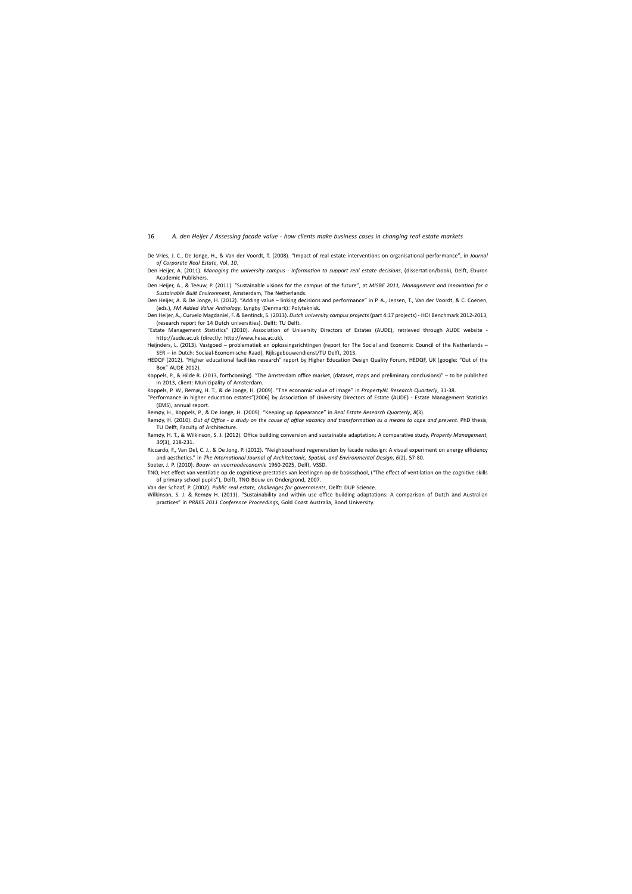De Vries, J. C., De Jonge, H., & Van der Voordt, T. (2008). "Impact of real estate interventions on organisational performance", in *Journal of Corporate Real Estate*, Vol. *10*.

Den Heijer, A. (2011). *Managing the university campus - Information to support real estate decisions*, (dissertation/book), Delft, Eburon Academic Publishers.

Den Heijer, A., & Teeuw, P. (2011). "Sustainable visions for the campus of the future", at *MISBE 2011, Management and Innovation for a Sustainable Built Environment*, Amsterdam, The Netherlands.

Den Heijer, A. & De Jonge, H. (2012). "Adding value – linking decisions and performance" in P. A., Jensen, T., Van der Voordt, & C. Coenen, (eds.), *FM Added Value Anthology*, Lyngby (Denmark): Polyteknisk.

Den Heijer, A., Curvelo Magdaniel, F. & Bentinck, S. (2013). *Dutch university campus projects* (part 4:17 projects) - HOI Benchmark 2012-2013, (research report for 14 Dutch universities). Delft: TU Delft.

"Estate Management Statistics" (2010). Association of University Directors of Estates (AUDE), retrieved through AUDE website - http://aude.ac.uk (directly: http://www.hesa.ac.uk).

Heijnders, L. (2013). Vastgoed – problematiek en oplossingsrichtingen (report for The Social and Economic Council of the Netherlands – SER – in Dutch: Sociaal-Economische Raad), Rijksgebouwendienst/TU Delft, 2013.

HEDQF (2012). "Higher educational facilities research" report by Higher Education Design Quality Forum, HEDQF, UK (google: "Out of the Box" AUDE 2012).

Koppels, P., & Hilde R. (2013, forthcoming). "The Amsterdam office market, (dataset, maps and preliminary conclusions)" – to be published in 2013, client: Municipality of Amsterdam.

Koppels, P. W., Remøy, H. T., & de Jonge, H. (2009). "The economic value of image" in *PropertyNL Research Quarterly*, 31-38.

"Performance in higher education estates"(2006) by Association of University Directors of Estate (AUDE) - Estate Management Statistics (EMS), annual report.

Remøy, H., Koppels, P., & De Jonge, H. (2009). "Keeping up Appearance" in *Real Estate Research Quarterly*, *8*(3).

Remøy, H. (2010). *Out of Office - a study on the cause of office vacancy and transformation as a means to cope and prevent.* PhD thesis, TU Delft, Faculty of Architecture.

Remøy, H. T., & Wilkinson, S. J. (2012). Office building conversion and sustainable adaptation: A comparative study, *Property Management*, *30*(3), 218-231.

Riccardo, F., Van Oel, C. J., & De Jong, P. (2012). "Neighbourhood regeneration by facade redesign: A visual experiment on energy efficiency and aesthetics." in *The International Journal of Architectonic, Spatial, and Environmental Design*, *6*(2), 57-80.

Soeter, J. P. (2010). *Bouw- en voorraadeconomie* 1960-2025, Delft, VSSD.

TNO, Het effect van ventilatie op de cognitieve prestaties van leerlingen op de basisschool, ("The effect of ventilation on the cognitive skills of primary school pupils"), Delft, TNO Bouw en Ondergrond, 2007.

Van der Schaaf, P. (2002). *Public real estate, challenges for governments*, Delft: DUP Science.

Wilkinson, S. J. & Remøy H. (2011). "Sustainability and within use office building adaptations: A comparison of Dutch and Australian practices" in *PRRES 2011 Conference Proceedings*, Gold Coast Australia, Bond University.